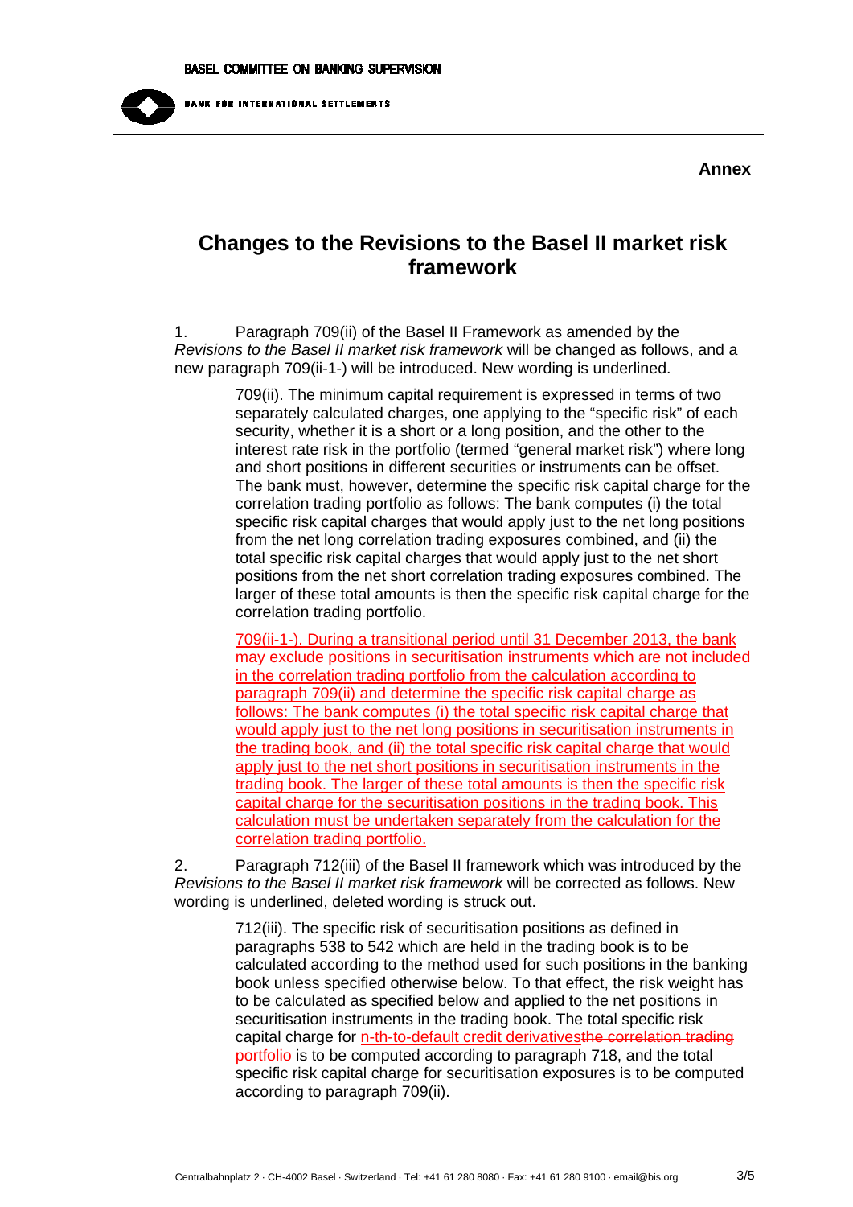BASEL COMMITTEE ON BANKING SUPERVISION

BANK FOR INTERNATIONAL SETTLEMENTS

**Annex**

# Changes to the Revisions to the Basel II market risk framework

1. Paragraph 709(ii) of the Basel II Framework as amended by the *Revisions to the Basel II market risk framework* will be changed as follows, and a new paragraph 709(ii-1-) will be introduced. New wording is underlined.

> 709(ii). The minimum capital requirement is expressed in terms of two separately calculated charges, one applying to the "specific risk" of each security, whether it is a short or a long position, and the other to the interest rate risk in the portfolio (termed "general market risk") where long and short positions in different securities or instruments can be offset. The bank must, however, determine the specific risk capital charge for the correlation trading portfolio as follows: The bank computes (i) the total specific risk capital charges that would apply just to the net long positions from the net long correlation trading exposures combined, and (ii) the total specific risk capital charges that would apply just to the net short positions from the net short correlation trading exposures combined. The larger of these total amounts is then the specific risk capital charge for the correlation trading portfolio.
>
> <u>709(ii-1-). During a transitional period until 31 December 2013, the bank may exclude positions in securitisation instruments which are not included in the correlation trading portfolio from the calculation according to paragraph 709(ii) and determine the specific risk capital charge as follows: The bank computes (i) the total specific risk capital charge that would apply just to the net long positions in securitisation instruments in the trading book, and (ii) the total specific risk capital charge that would apply just to the net short positions in securitisation instruments in the trading book. The larger of these total amounts is then the specific risk capital charge for the securitisation positions in the trading book. This calculation must be undertaken separately from the calculation for the correlation trading portfolio.</u>

2. Paragraph 712(iii) of the Basel II framework which was introduced by the *Revisions to the Basel II market risk framework* will be corrected as follows. New wording is underlined, deleted wording is struck out.

> 712(iii). The specific risk of securitisation positions as defined in paragraphs 538 to 542 which are held in the trading book is to be calculated according to the method used for such positions in the banking book unless specified otherwise below. To that effect, the risk weight has to be calculated as specified below and applied to the net positions in securitisation instruments in the trading book. The total specific risk capital charge for <u>n-th-to-default credit derivatives</u>~~the correlation trading portfolio~~ is to be computed according to paragraph 718, and the total specific risk capital charge for securitisation exposures is to be computed according to paragraph 709(ii).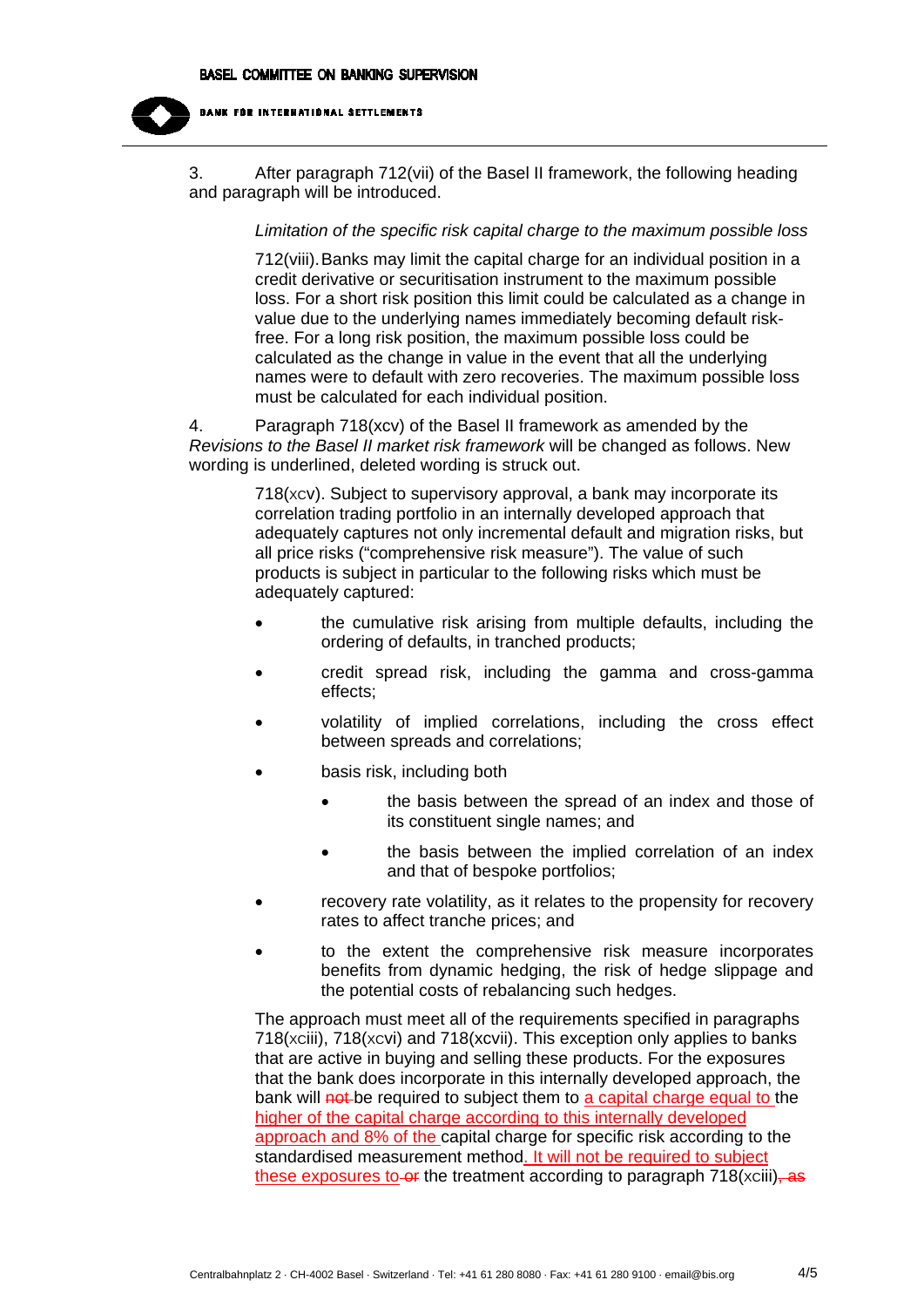3. After paragraph 712(vii) of the Basel II framework, the following heading and paragraph will be introduced.

> *Limitation of the specific risk capital charge to the maximum possible loss*
>
> 712(viii). Banks may limit the capital charge for an individual position in a credit derivative or securitisation instrument to the maximum possible loss. For a short risk position this limit could be calculated as a change in value due to the underlying names immediately becoming default risk-free. For a long risk position, the maximum possible loss could be calculated as the change in value in the event that all the underlying names were to default with zero recoveries. The maximum possible loss must be calculated for each individual position.

4. Paragraph 718(xcv) of the Basel II framework as amended by the *Revisions to the Basel II market risk framework* will be changed as follows. New wording is underlined, deleted wording is struck out.

> 718(xcv). Subject to supervisory approval, a bank may incorporate its correlation trading portfolio in an internally developed approach that adequately captures not only incremental default and migration risks, but all price risks ("comprehensive risk measure"). The value of such products is subject in particular to the following risks which must be adequately captured:
>
> - the cumulative risk arising from multiple defaults, including the ordering of defaults, in tranched products;
> - credit spread risk, including the gamma and cross-gamma effects;
> - volatility of implied correlations, including the cross effect between spreads and correlations;
> - basis risk, including both
>   - the basis between the spread of an index and those of its constituent single names; and
>   - the basis between the implied correlation of an index and that of bespoke portfolios;
> - recovery rate volatility, as it relates to the propensity for recovery rates to affect tranche prices; and
> - to the extent the comprehensive risk measure incorporates benefits from dynamic hedging, the risk of hedge slippage and the potential costs of rebalancing such hedges.
>
> The approach must meet all of the requirements specified in paragraphs 718(xciii), 718(xcvi) and 718(xcvii). This exception only applies to banks that are active in buying and selling these products. For the exposures that the bank does incorporate in this internally developed approach, the bank will ~~not~~ be required to subject them to <u>a capital charge equal to</u> the <u>higher of the capital charge according to this internally developed approach and 8% of the</u> capital charge for specific risk according to the standardised measurement method<u>. It will not be required to subject these exposures to</u> ~~or~~ the treatment according to paragraph 718(xciii)~~, as~~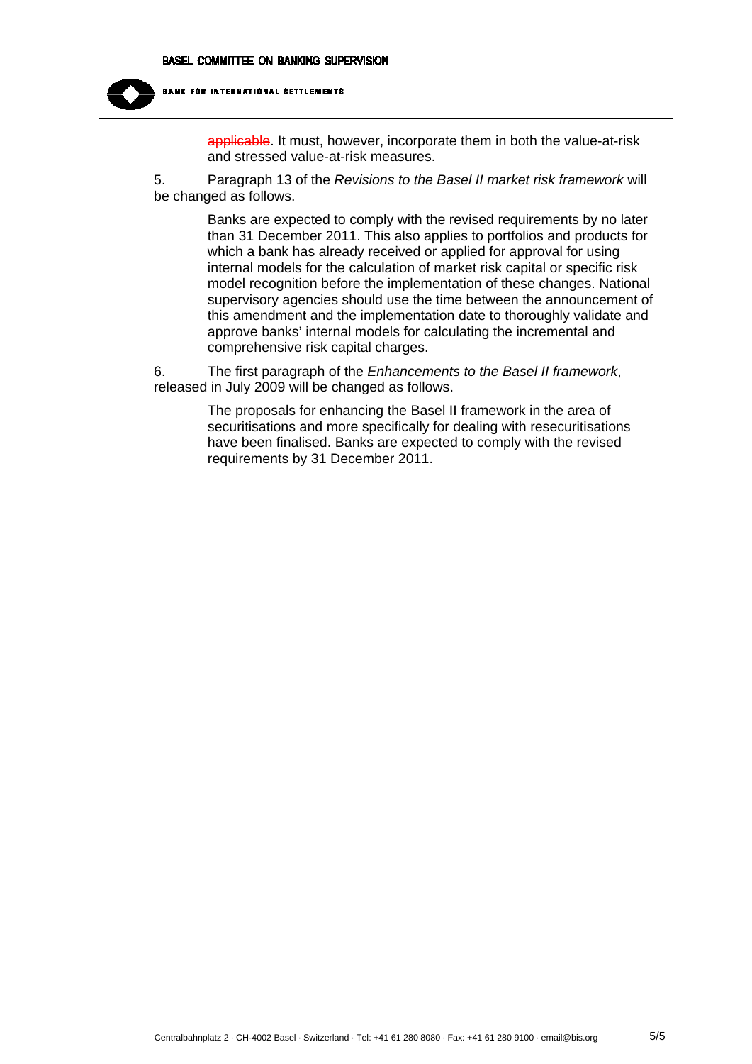~~applicable~~. It must, however, incorporate them in both the value-at-risk and stressed value-at-risk measures.

5. Paragraph 13 of the *Revisions to the Basel II market risk framework* will be changed as follows.

> Banks are expected to comply with the revised requirements by no later than 31 December 2011. This also applies to portfolios and products for which a bank has already received or applied for approval for using internal models for the calculation of market risk capital or specific risk model recognition before the implementation of these changes. National supervisory agencies should use the time between the announcement of this amendment and the implementation date to thoroughly validate and approve banks' internal models for calculating the incremental and comprehensive risk capital charges.

6. The first paragraph of the *Enhancements to the Basel II framework*, released in July 2009 will be changed as follows.

> The proposals for enhancing the Basel II framework in the area of securitisations and more specifically for dealing with resecuritisations have been finalised. Banks are expected to comply with the revised requirements by 31 December 2011.